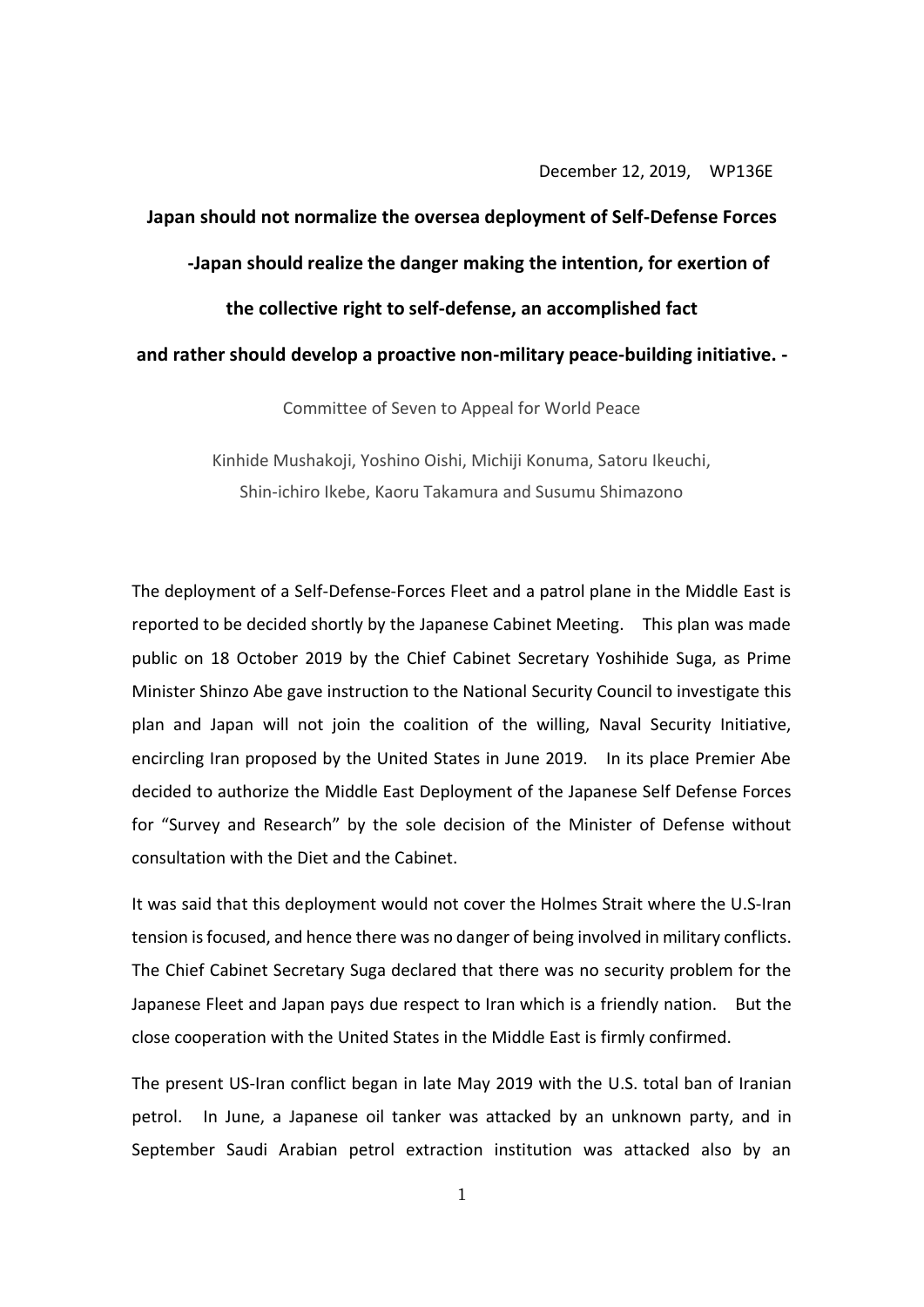December 12, 2019, WP136E

# Japan should not normalize the oversea deployment of Self-Defense Forces

## -Japan should realize the danger making the intention, for exertion of the collective right to self-defense, an accomplished fact and rather should develop a proactive non-military peace-building initiative. -

Committee of Seven to Appeal for World Peace

Kinhide Mushakoji, Yoshino Oishi, Michiji Konuma, Satoru Ikeuchi, Shin-ichiro Ikebe, Kaoru Takamura and Susumu Shimazono

The deployment of a Self-Defense-Forces Fleet and a patrol plane in the Middle East is reported to be decided shortly by the Japanese Cabinet Meeting. This plan was made public on 18 October 2019 by the Chief Cabinet Secretary Yoshihide Suga, as Prime Minister Shinzo Abe gave instruction to the National Security Council to investigate this plan and Japan will not join the coalition of the willing, Naval Security Initiative, encircling Iran proposed by the United States in June 2019. In its place Premier Abe decided to authorize the Middle East Deployment of the Japanese Self Defense Forces for "Survey and Research" by the sole decision of the Minister of Defense without consultation with the Diet and the Cabinet.

It was said that this deployment would not cover the Holmes Strait where the U.S-Iran tension is focused, and hence there was no danger of being involved in military conflicts. The Chief Cabinet Secretary Suga declared that there was no security problem for the Japanese Fleet and Japan pays due respect to Iran which is a friendly nation. But the close cooperation with the United States in the Middle East is firmly confirmed.

The present US-Iran conflict began in late May 2019 with the U.S. total ban of Iranian petrol. In June, a Japanese oil tanker was attacked by an unknown party, and in September Saudi Arabian petrol extraction institution was attacked also by an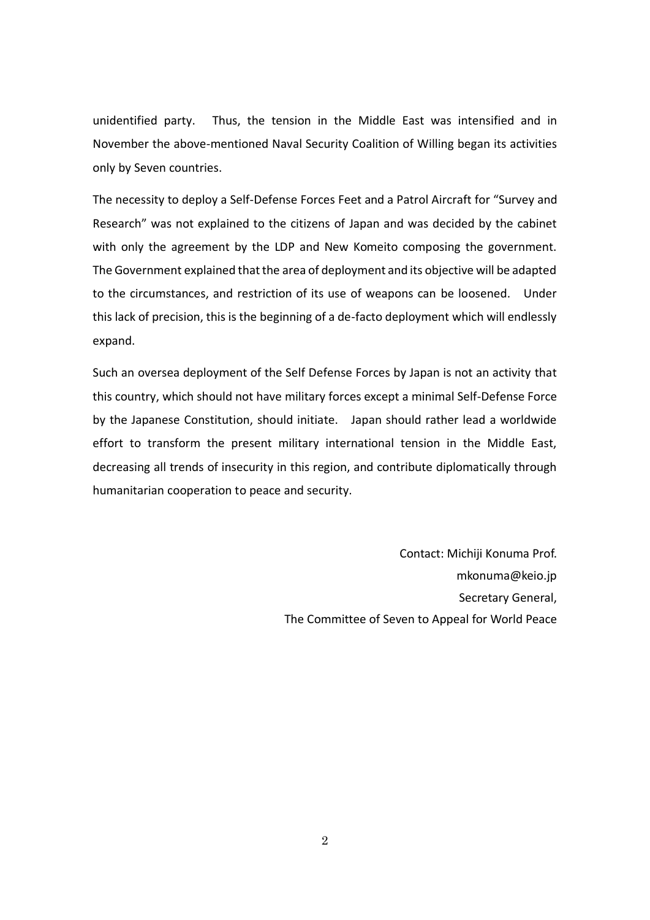unidentified party. Thus, the tension in the Middle East was intensified and in November the above-mentioned Naval Security Coalition of Willing began its activities only by Seven countries.

The necessity to deploy a Self-Defense Forces Feet and a Patrol Aircraft for "Survey and Research" was not explained to the citizens of Japan and was decided by the cabinet with only the agreement by the LDP and New Komeito composing the government. The Government explained that the area of deployment and its objective will be adapted to the circumstances, and restriction of its use of weapons can be loosened. Under this lack of precision, this is the beginning of a de-facto deployment which will endlessly expand.

Such an oversea deployment of the Self Defense Forces by Japan is not an activity that this country, which should not have military forces except a minimal Self-Defense Force by the Japanese Constitution, should initiate. Japan should rather lead a worldwide effort to transform the present military international tension in the Middle East, decreasing all trends of insecurity in this region, and contribute diplomatically through humanitarian cooperation to peace and security.

Contact: Michiji Konuma Prof.
mkonuma@keio.jp
Secretary General,
The Committee of Seven to Appeal for World Peace